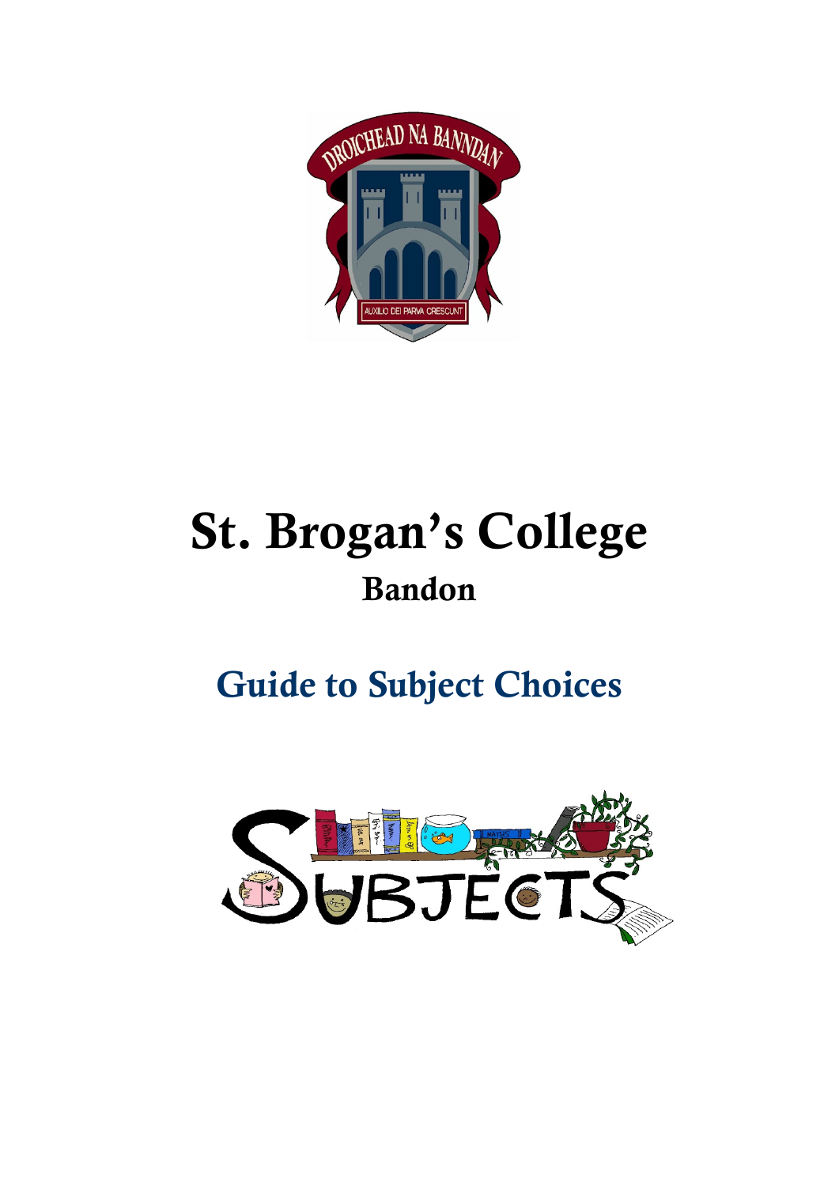# St. Brogan's College

## Bandon

## Guide to Subject Choices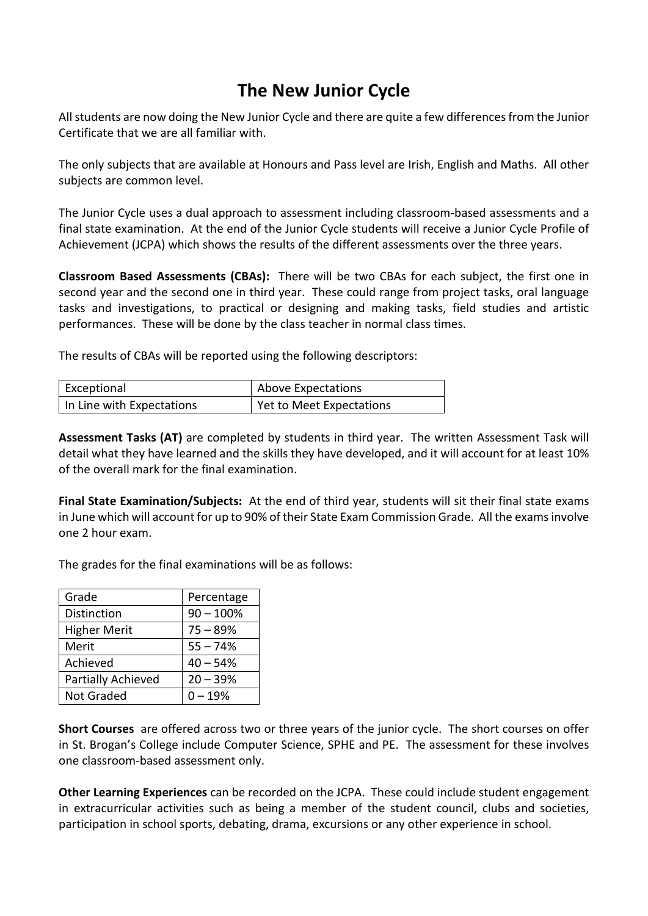# The New Junior Cycle

All students are now doing the New Junior Cycle and there are quite a few differences from the Junior Certificate that we are all familiar with.

The only subjects that are available at Honours and Pass level are Irish, English and Maths. All other subjects are common level.

The Junior Cycle uses a dual approach to assessment including classroom-based assessments and a final state examination. At the end of the Junior Cycle students will receive a Junior Cycle Profile of Achievement (JCPA) which shows the results of the different assessments over the three years.

**Classroom Based Assessments (CBAs):** There will be two CBAs for each subject, the first one in second year and the second one in third year. These could range from project tasks, oral language tasks and investigations, to practical or designing and making tasks, field studies and artistic performances. These will be done by the class teacher in normal class times.

The results of CBAs will be reported using the following descriptors:

| | |
|---|---|
| Exceptional | Above Expectations |
| In Line with Expectations | Yet to Meet Expectations |

**Assessment Tasks (AT)** are completed by students in third year. The written Assessment Task will detail what they have learned and the skills they have developed, and it will account for at least 10% of the overall mark for the final examination.

**Final State Examination/Subjects:** At the end of third year, students will sit their final state exams in June which will account for up to 90% of their State Exam Commission Grade. All the exams involve one 2 hour exam.

The grades for the final examinations will be as follows:

| Grade | Percentage |
|---|---|
| Distinction | 90 – 100% |
| Higher Merit | 75 – 89% |
| Merit | 55 – 74% |
| Achieved | 40 – 54% |
| Partially Achieved | 20 – 39% |
| Not Graded | 0 – 19% |

**Short Courses** are offered across two or three years of the junior cycle. The short courses on offer in St. Brogan's College include Computer Science, SPHE and PE. The assessment for these involves one classroom-based assessment only.

**Other Learning Experiences** can be recorded on the JCPA. These could include student engagement in extracurricular activities such as being a member of the student council, clubs and societies, participation in school sports, debating, drama, excursions or any other experience in school.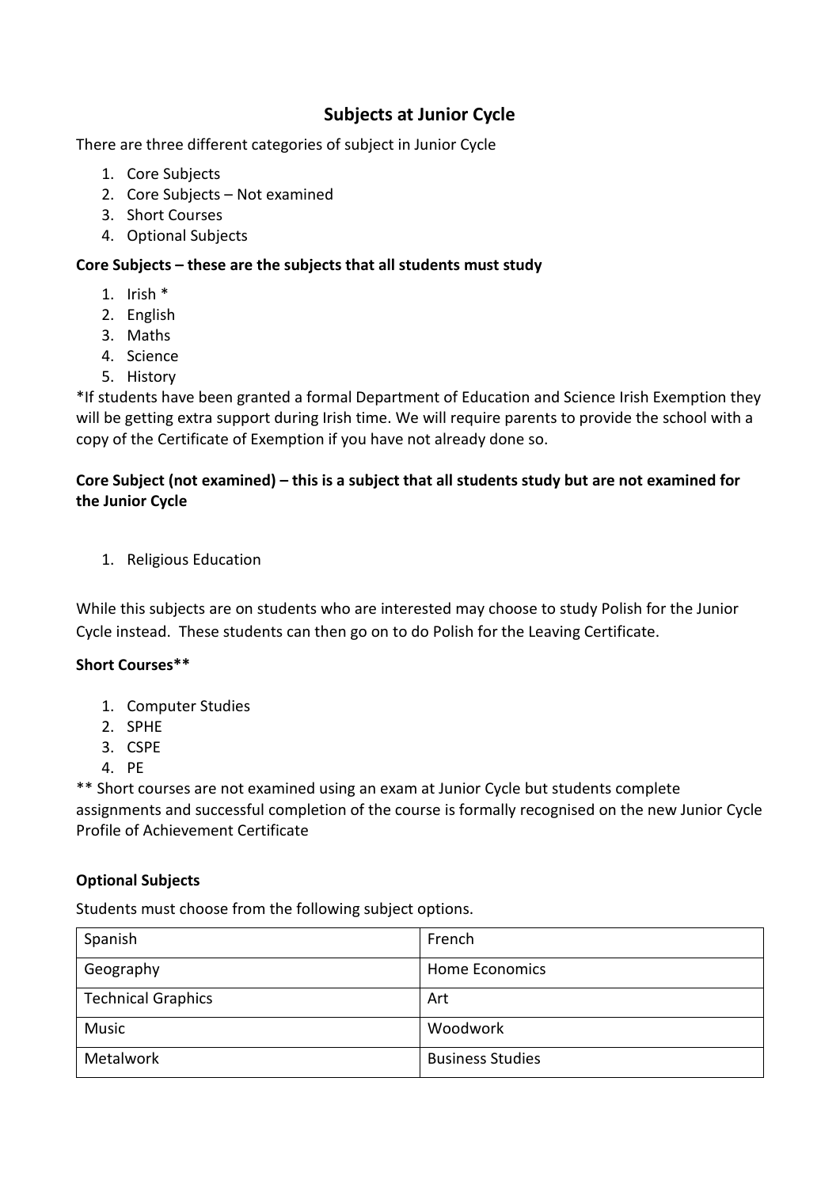## Subjects at Junior Cycle

There are three different categories of subject in Junior Cycle

1. Core Subjects
2. Core Subjects – Not examined
3. Short Courses
4. Optional Subjects

**Core Subjects – these are the subjects that all students must study**

1. Irish *
2. English
3. Maths
4. Science
5. History

*If students have been granted a formal Department of Education and Science Irish Exemption they will be getting extra support during Irish time. We will require parents to provide the school with a copy of the Certificate of Exemption if you have not already done so.

**Core Subject (not examined) – this is a subject that all students study but are not examined for the Junior Cycle**

1. Religious Education

While this subjects are on students who are interested may choose to study Polish for the Junior Cycle instead. These students can then go on to do Polish for the Leaving Certificate.

**Short Courses****

1. Computer Studies
2. SPHE
3. CSPE
4. PE

** Short courses are not examined using an exam at Junior Cycle but students complete assignments and successful completion of the course is formally recognised on the new Junior Cycle Profile of Achievement Certificate

**Optional Subjects**

Students must choose from the following subject options.

| | |
|---|---|
| Spanish | French |
| Geography | Home Economics |
| Technical Graphics | Art |
| Music | Woodwork |
| Metalwork | Business Studies |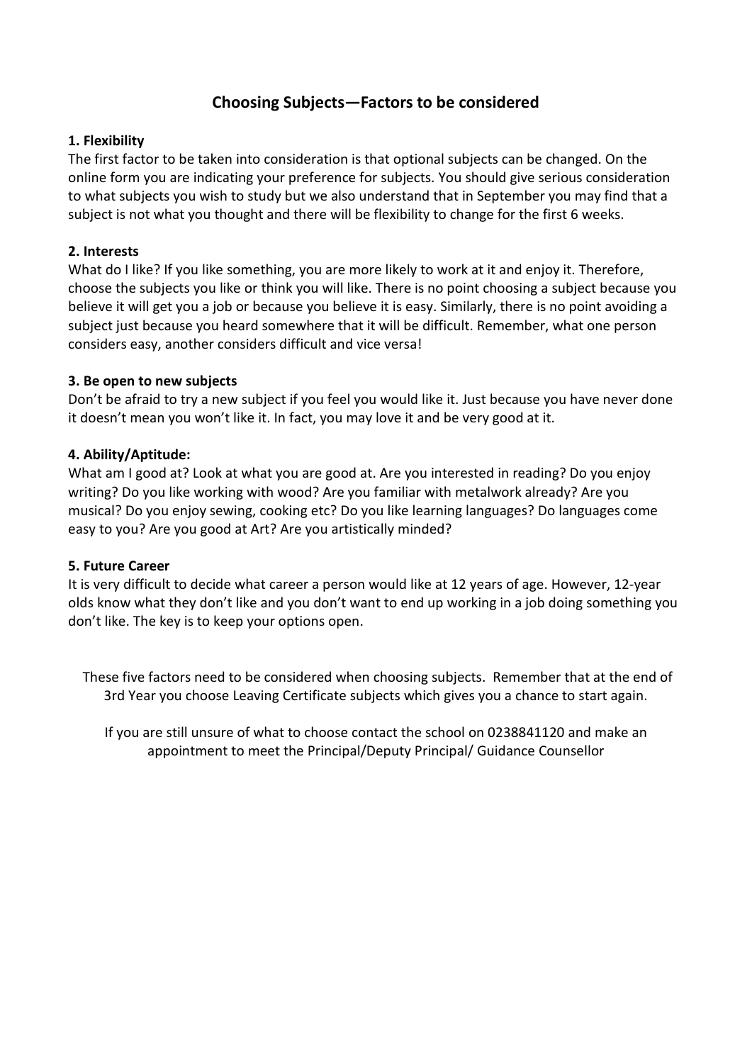# Choosing Subjects—Factors to be considered

**1. Flexibility**

The first factor to be taken into consideration is that optional subjects can be changed. On the online form you are indicating your preference for subjects. You should give serious consideration to what subjects you wish to study but we also understand that in September you may find that a subject is not what you thought and there will be flexibility to change for the first 6 weeks.

**2. Interests**

What do I like? If you like something, you are more likely to work at it and enjoy it. Therefore, choose the subjects you like or think you will like. There is no point choosing a subject because you believe it will get you a job or because you believe it is easy. Similarly, there is no point avoiding a subject just because you heard somewhere that it will be difficult. Remember, what one person considers easy, another considers difficult and vice versa!

**3. Be open to new subjects**

Don't be afraid to try a new subject if you feel you would like it. Just because you have never done it doesn't mean you won't like it. In fact, you may love it and be very good at it.

**4. Ability/Aptitude:**

What am I good at? Look at what you are good at. Are you interested in reading? Do you enjoy writing? Do you like working with wood? Are you familiar with metalwork already? Are you musical? Do you enjoy sewing, cooking etc? Do you like learning languages? Do languages come easy to you? Are you good at Art? Are you artistically minded?

**5. Future Career**

It is very difficult to decide what career a person would like at 12 years of age. However, 12-year olds know what they don't like and you don't want to end up working in a job doing something you don't like. The key is to keep your options open.

These five factors need to be considered when choosing subjects. Remember that at the end of 3rd Year you choose Leaving Certificate subjects which gives you a chance to start again.

If you are still unsure of what to choose contact the school on 0238841120 and make an appointment to meet the Principal/Deputy Principal/ Guidance Counsellor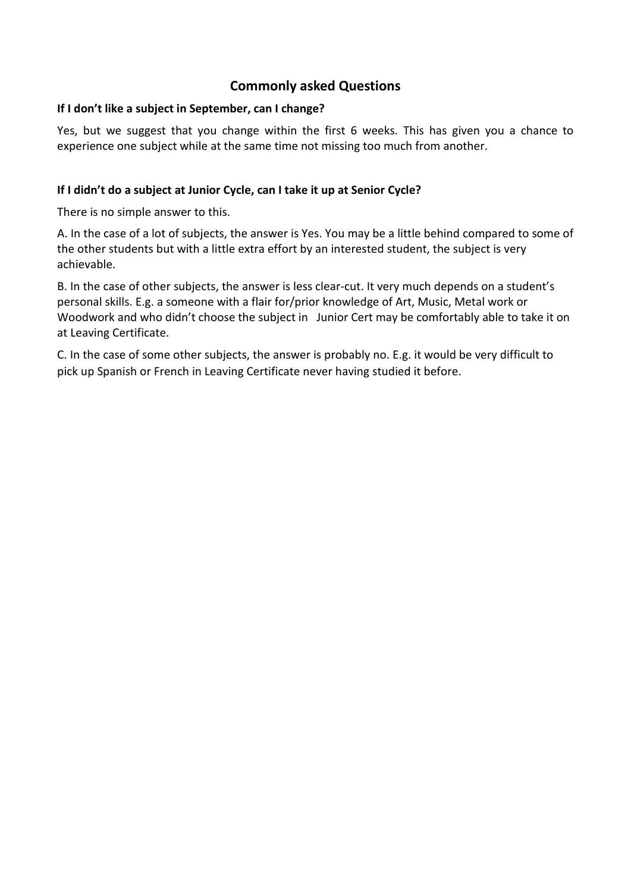## Commonly asked Questions

**If I don't like a subject in September, can I change?**

Yes, but we suggest that you change within the first 6 weeks. This has given you a chance to experience one subject while at the same time not missing too much from another.

**If I didn't do a subject at Junior Cycle, can I take it up at Senior Cycle?**

There is no simple answer to this.

A. In the case of a lot of subjects, the answer is Yes. You may be a little behind compared to some of the other students but with a little extra effort by an interested student, the subject is very achievable.

B. In the case of other subjects, the answer is less clear-cut. It very much depends on a student's personal skills. E.g. a someone with a flair for/prior knowledge of Art, Music, Metal work or Woodwork and who didn't choose the subject in Junior Cert may be comfortably able to take it on at Leaving Certificate.

C. In the case of some other subjects, the answer is probably no. E.g. it would be very difficult to pick up Spanish or French in Leaving Certificate never having studied it before.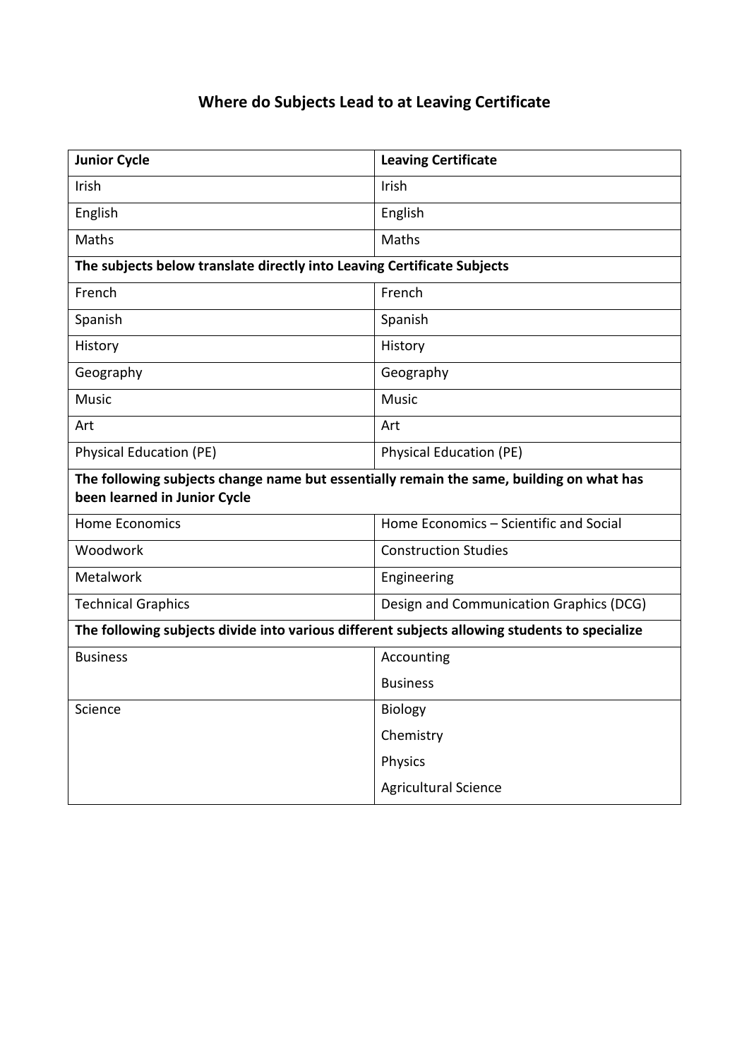# Where do Subjects Lead to at Leaving Certificate

| **Junior Cycle** | **Leaving Certificate** |
|---|---|
| Irish | Irish |
| English | English |
| Maths | Maths |
| **The subjects below translate directly into Leaving Certificate Subjects** | |
| French | French |
| Spanish | Spanish |
| History | History |
| Geography | Geography |
| Music | Music |
| Art | Art |
| Physical Education (PE) | Physical Education (PE) |
| **The following subjects change name but essentially remain the same, building on what has been learned in Junior Cycle** | |
| Home Economics | Home Economics – Scientific and Social |
| Woodwork | Construction Studies |
| Metalwork | Engineering |
| Technical Graphics | Design and Communication Graphics (DCG) |
| **The following subjects divide into various different subjects allowing students to specialize** | |
| Business | Accounting<br>Business |
| Science | Biology<br>Chemistry<br>Physics<br>Agricultural Science |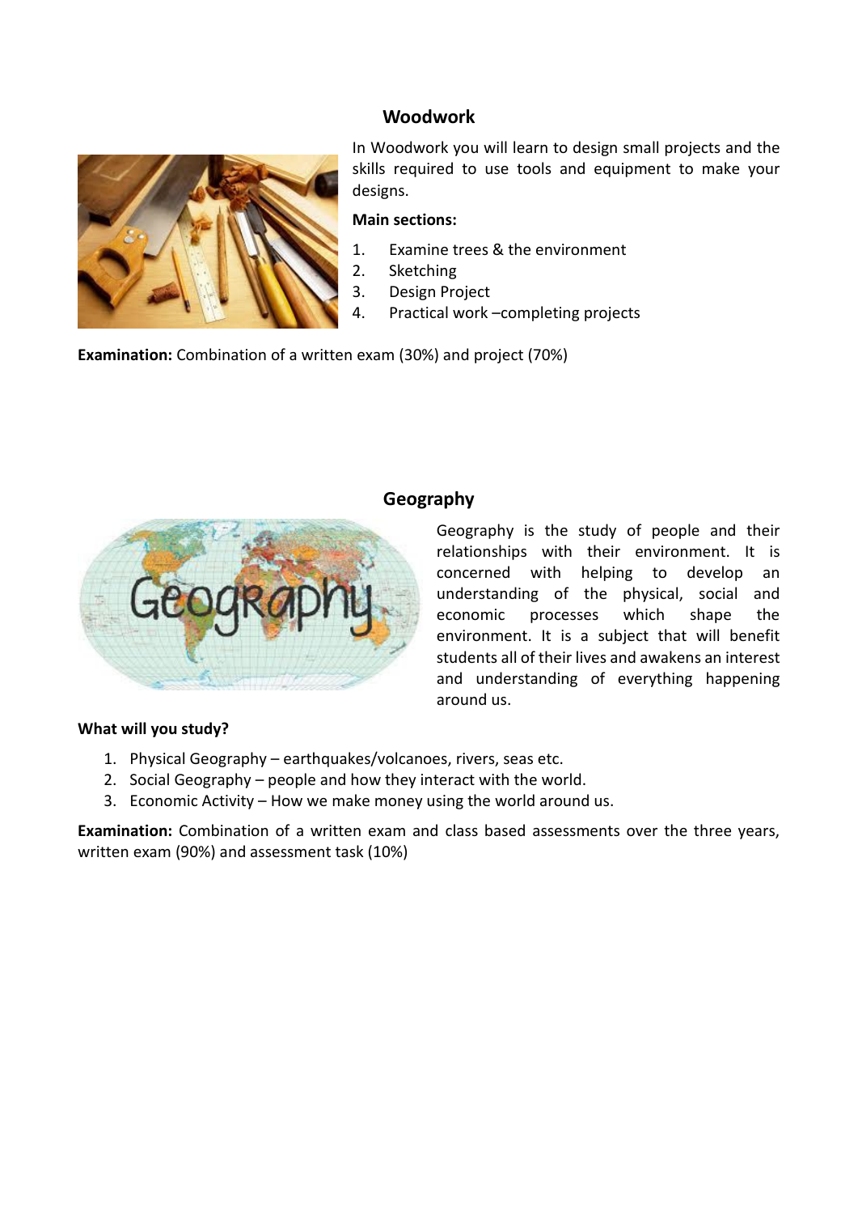## Woodwork

In Woodwork you will learn to design small projects and the skills required to use tools and equipment to make your designs.

**Main sections:**

1. Examine trees & the environment
2. Sketching
3. Design Project
4. Practical work –completing projects

**Examination:** Combination of a written exam (30%) and project (70%)

## Geography

Geography is the study of people and their relationships with their environment. It is concerned with helping to develop an understanding of the physical, social and economic processes which shape the environment. It is a subject that will benefit students all of their lives and awakens an interest and understanding of everything happening around us.

**What will you study?**

1. Physical Geography – earthquakes/volcanoes, rivers, seas etc.
2. Social Geography – people and how they interact with the world.
3. Economic Activity – How we make money using the world around us.

**Examination:** Combination of a written exam and class based assessments over the three years, written exam (90%) and assessment task (10%)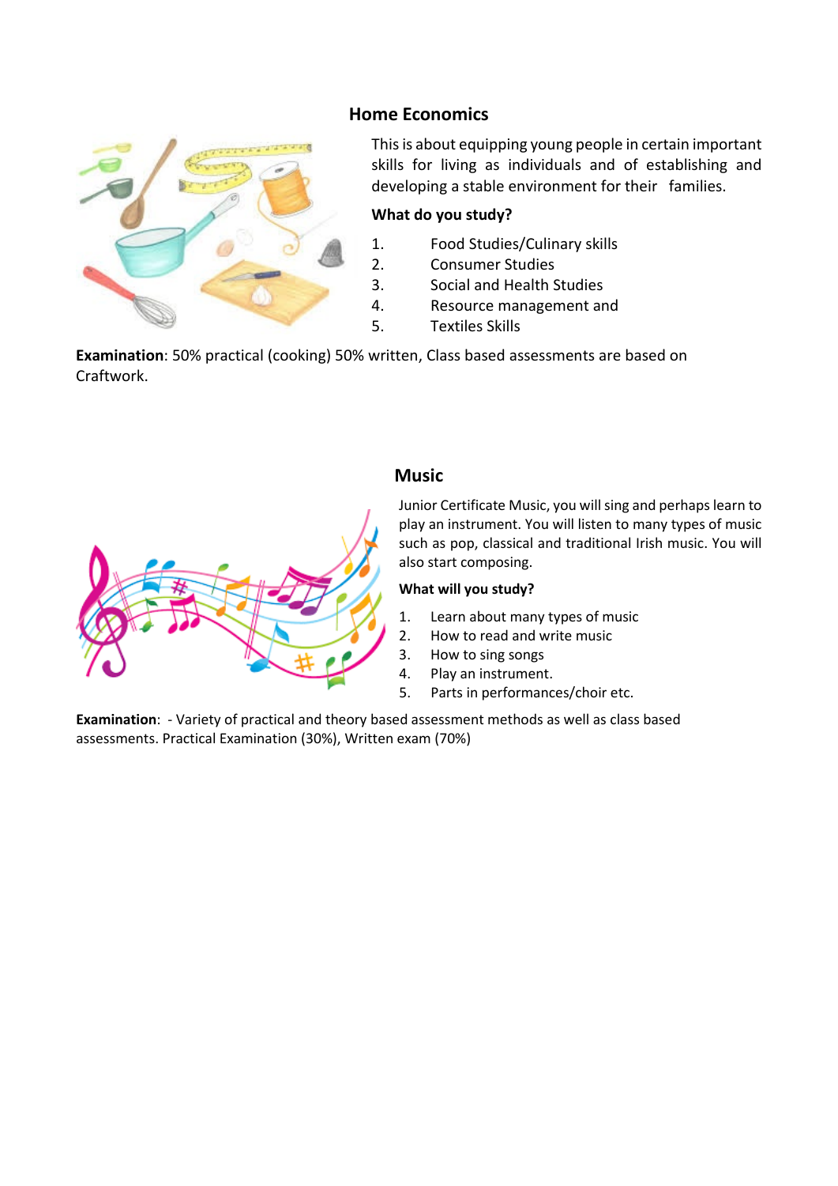## Home Economics

This is about equipping young people in certain important skills for living as individuals and of establishing and developing a stable environment for their families.

**What do you study?**

1. Food Studies/Culinary skills
2. Consumer Studies
3. Social and Health Studies
4. Resource management and
5. Textiles Skills

**Examination**: 50% practical (cooking) 50% written, Class based assessments are based on Craftwork.

## Music

Junior Certificate Music, you will sing and perhaps learn to play an instrument. You will listen to many types of music such as pop, classical and traditional Irish music. You will also start composing.

**What will you study?**

1. Learn about many types of music
2. How to read and write music
3. How to sing songs
4. Play an instrument.
5. Parts in performances/choir etc.

**Examination**: - Variety of practical and theory based assessment methods as well as class based assessments. Practical Examination (30%), Written exam (70%)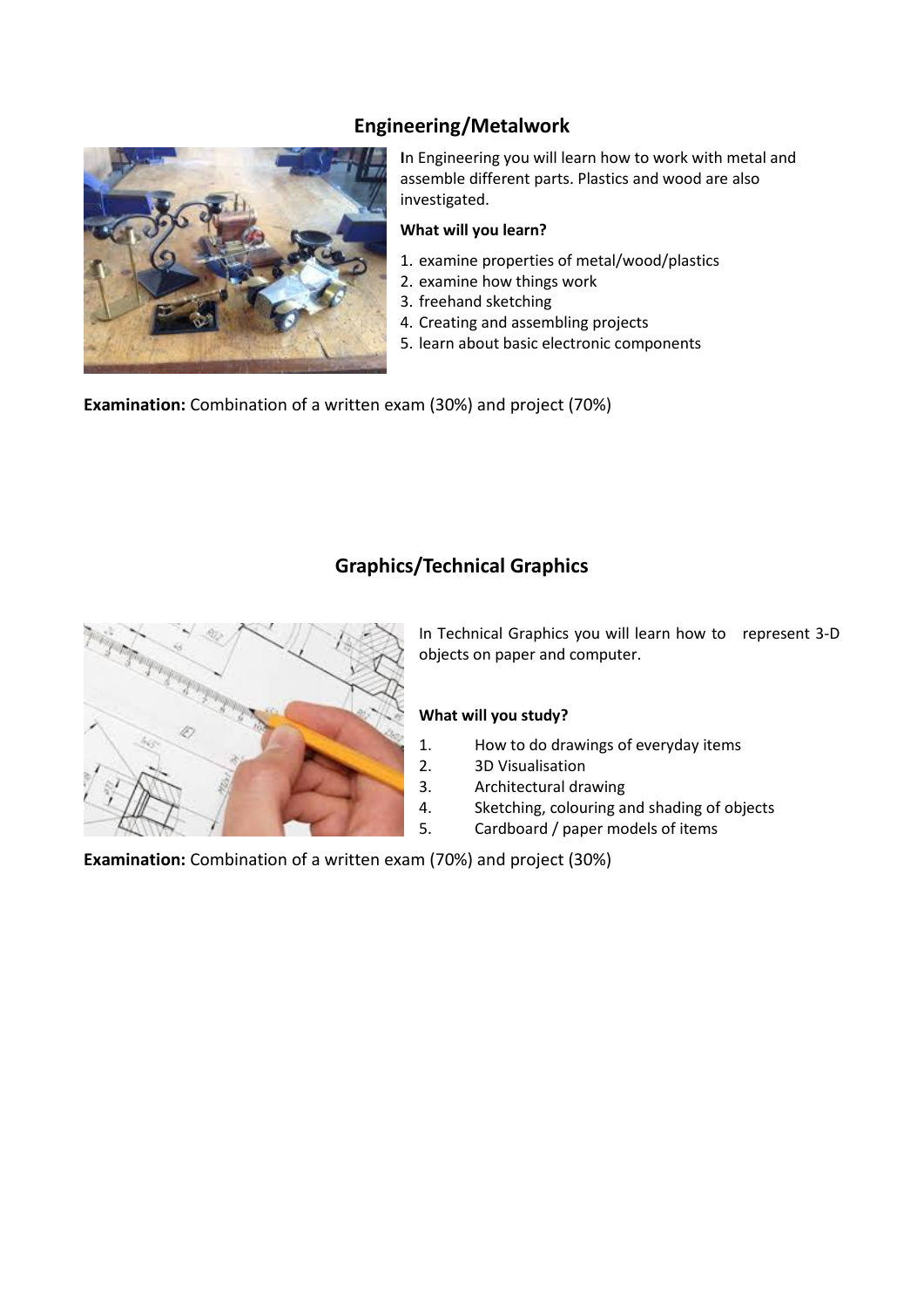## Engineering/Metalwork

In Engineering you will learn how to work with metal and assemble different parts. Plastics and wood are also investigated.

**What will you learn?**

1. examine properties of metal/wood/plastics
2. examine how things work
3. freehand sketching
4. Creating and assembling projects
5. learn about basic electronic components

**Examination:** Combination of a written exam (30%) and project (70%)

## Graphics/Technical Graphics

In Technical Graphics you will learn how to represent 3-D objects on paper and computer.

**What will you study?**

1. How to do drawings of everyday items
2. 3D Visualisation
3. Architectural drawing
4. Sketching, colouring and shading of objects
5. Cardboard / paper models of items

**Examination:** Combination of a written exam (70%) and project (30%)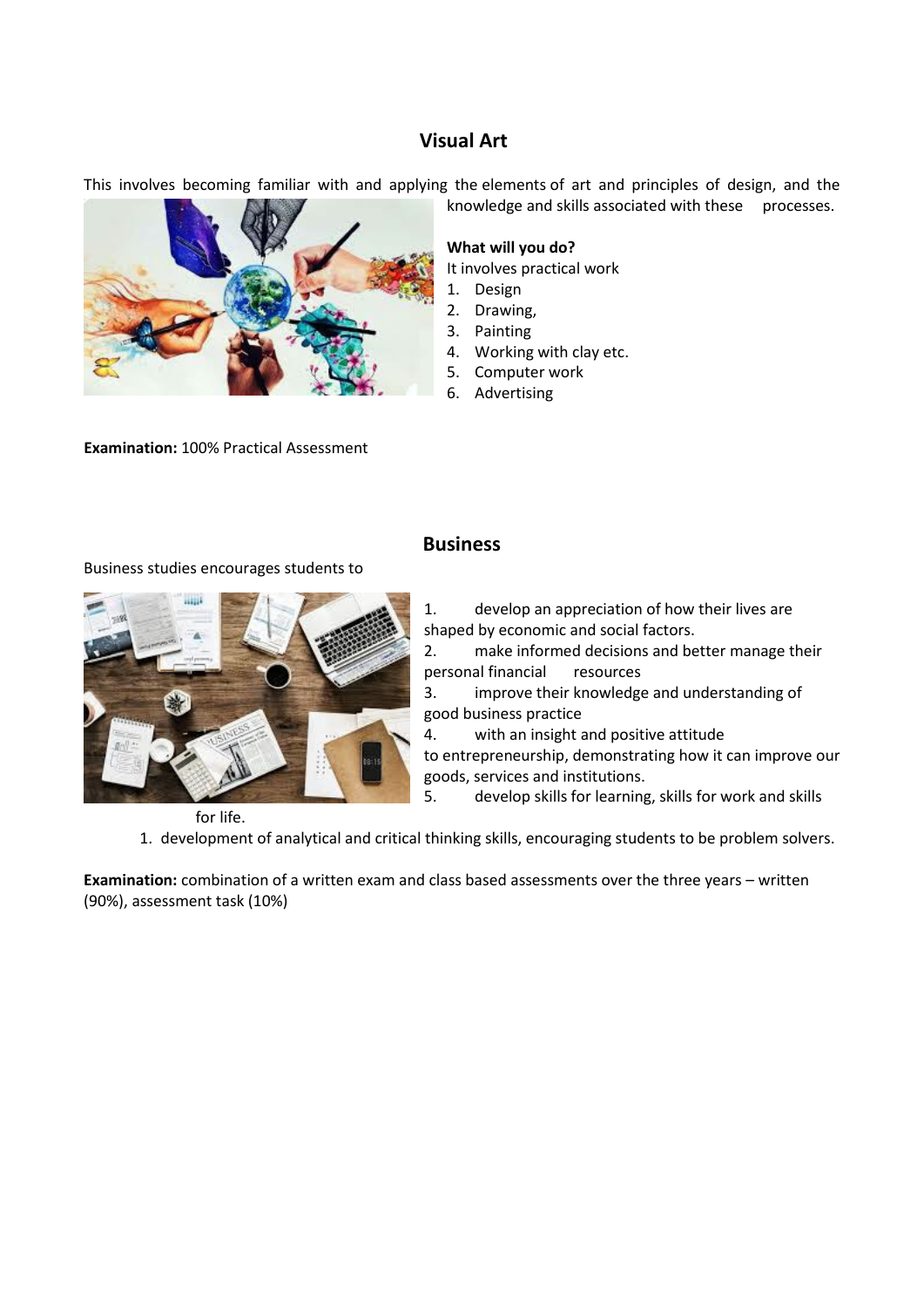## Visual Art

This involves becoming familiar with and applying the elements of art and principles of design, and the knowledge and skills associated with these processes.

**What will you do?**

It involves practical work

1. Design
2. Drawing,
3. Painting
4. Working with clay etc.
5. Computer work
6. Advertising

**Examination:** 100% Practical Assessment

## Business

Business studies encourages students to

1. develop an appreciation of how their lives are shaped by economic and social factors.
2. make informed decisions and better manage their personal financial resources
3. improve their knowledge and understanding of good business practice
4. with an insight and positive attitude to entrepreneurship, demonstrating how it can improve our goods, services and institutions.
5. develop skills for learning, skills for work and skills for life.

1. development of analytical and critical thinking skills, encouraging students to be problem solvers.

**Examination:** combination of a written exam and class based assessments over the three years – written (90%), assessment task (10%)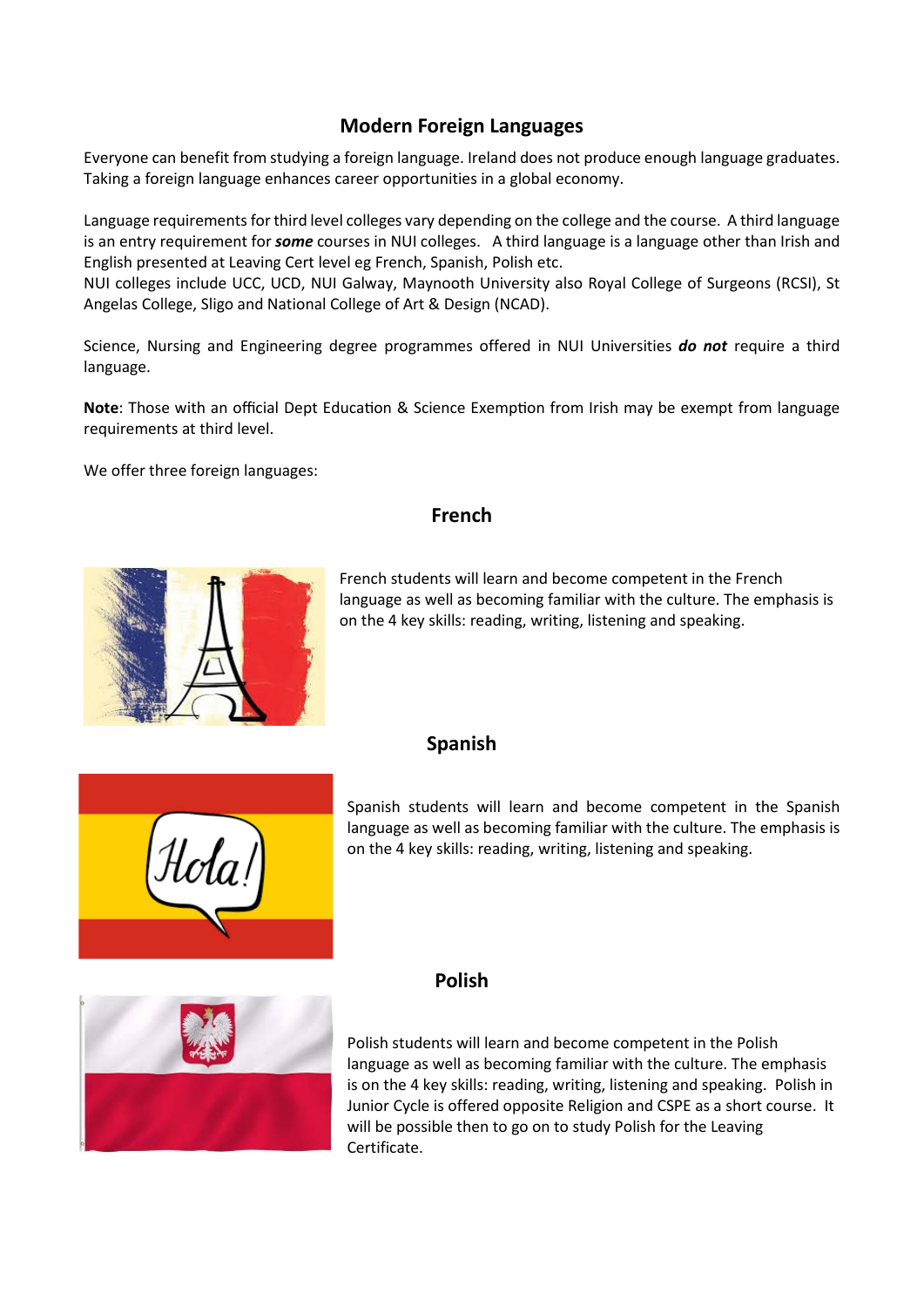## Modern Foreign Languages

Everyone can benefit from studying a foreign language. Ireland does not produce enough language graduates. Taking a foreign language enhances career opportunities in a global economy.

Language requirements for third level colleges vary depending on the college and the course. A third language is an entry requirement for ***some*** courses in NUI colleges. A third language is a language other than Irish and English presented at Leaving Cert level eg French, Spanish, Polish etc.
NUI colleges include UCC, UCD, NUI Galway, Maynooth University also Royal College of Surgeons (RCSI), St Angelas College, Sligo and National College of Art & Design (NCAD).

Science, Nursing and Engineering degree programmes offered in NUI Universities ***do not*** require a third language.

**Note**: Those with an official Dept Education & Science Exemption from Irish may be exempt from language requirements at third level.

We offer three foreign languages:

### French

French students will learn and become competent in the French language as well as becoming familiar with the culture. The emphasis is on the 4 key skills: reading, writing, listening and speaking.

### Spanish

Spanish students will learn and become competent in the Spanish language as well as becoming familiar with the culture. The emphasis is on the 4 key skills: reading, writing, listening and speaking.

### Polish

Polish students will learn and become competent in the Polish language as well as becoming familiar with the culture. The emphasis is on the 4 key skills: reading, writing, listening and speaking. Polish in Junior Cycle is offered opposite Religion and CSPE as a short course. It will be possible then to go on to study Polish for the Leaving Certificate.